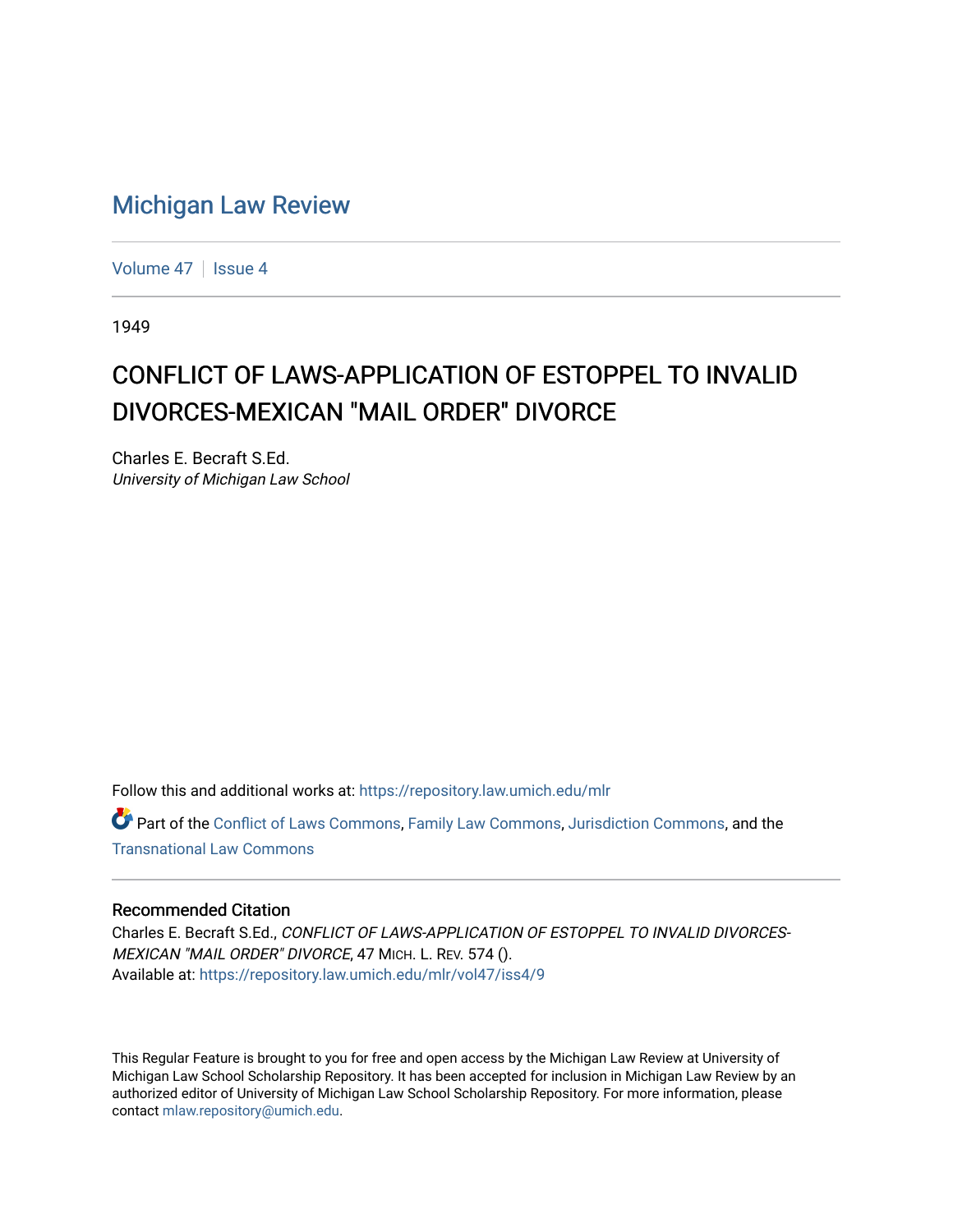# Michigan Law Review

Volume 47 | Issue 4

1949

## CONFLICT OF LAWS-APPLICATION OF ESTOPPEL TO INVALID DIVORCES-MEXICAN "MAIL ORDER" DIVORCE

Charles E. Becraft S.Ed.
*University of Michigan Law School*

Follow this and additional works at: https://repository.law.umich.edu/mlr

Part of the Conflict of Laws Commons, Family Law Commons, Jurisdiction Commons, and the Transnational Law Commons

### Recommended Citation

Charles E. Becraft S.Ed., *CONFLICT OF LAWS-APPLICATION OF ESTOPPEL TO INVALID DIVORCES-MEXICAN "MAIL ORDER" DIVORCE*, 47 MICH. L. REV. 574 ().
Available at: https://repository.law.umich.edu/mlr/vol47/iss4/9

This Regular Feature is brought to you for free and open access by the Michigan Law Review at University of Michigan Law School Scholarship Repository. It has been accepted for inclusion in Michigan Law Review by an authorized editor of University of Michigan Law School Scholarship Repository. For more information, please contact mlaw.repository@umich.edu.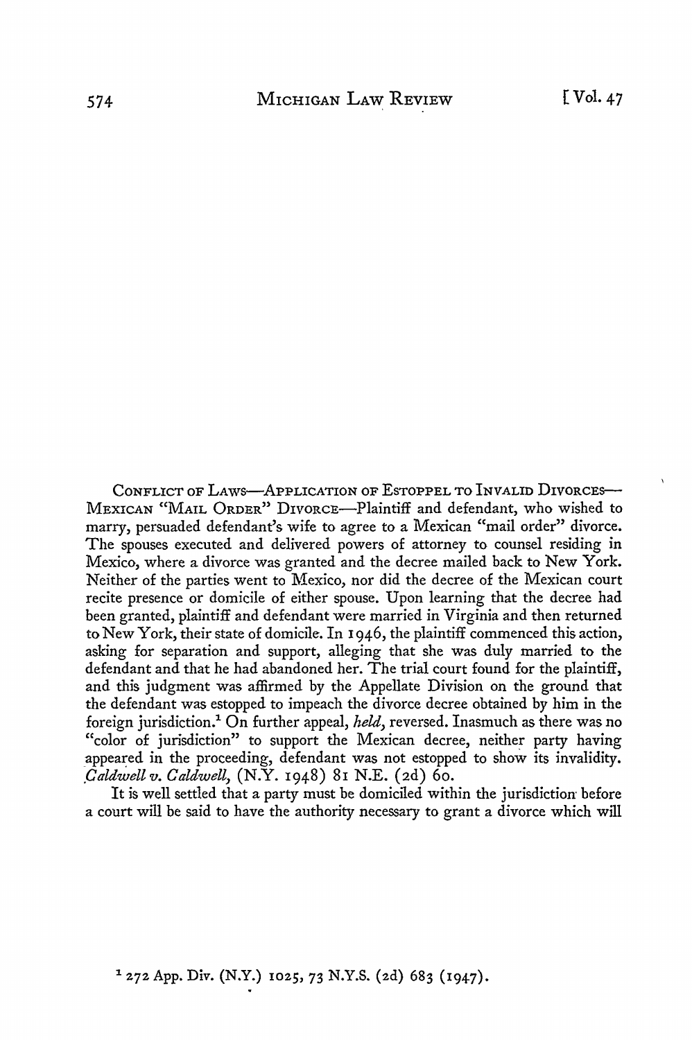CONFLICT OF LAWS—APPLICATION OF ESTOPPEL TO INVALID DIVORCES—MEXICAN "MAIL ORDER" DIVORCE—Plaintiff and defendant, who wished to marry, persuaded defendant's wife to agree to a Mexican "mail order" divorce. The spouses executed and delivered powers of attorney to counsel residing in Mexico, where a divorce was granted and the decree mailed back to New York. Neither of the parties went to Mexico, nor did the decree of the Mexican court recite presence or domicile of either spouse. Upon learning that the decree had been granted, plaintiff and defendant were married in Virginia and then returned to New York, their state of domicile. In 1946, the plaintiff commenced this action, asking for separation and support, alleging that she was duly married to the defendant and that he had abandoned her. The trial court found for the plaintiff, and this judgment was affirmed by the Appellate Division on the ground that the defendant was estopped to impeach the divorce decree obtained by him in the foreign jurisdiction.[1] On further appeal, *held*, reversed. Inasmuch as there was no "color of jurisdiction" to support the Mexican decree, neither party having appeared in the proceeding, defendant was not estopped to show its invalidity. *Caldwell v. Caldwell*, (N.Y. 1948) 81 N.E. (2d) 60.

It is well settled that a party must be domiciled within the jurisdiction before a court will be said to have the authority necessary to grant a divorce which will

[1] 272 App. Div. (N.Y.) 1025, 73 N.Y.S. (2d) 683 (1947).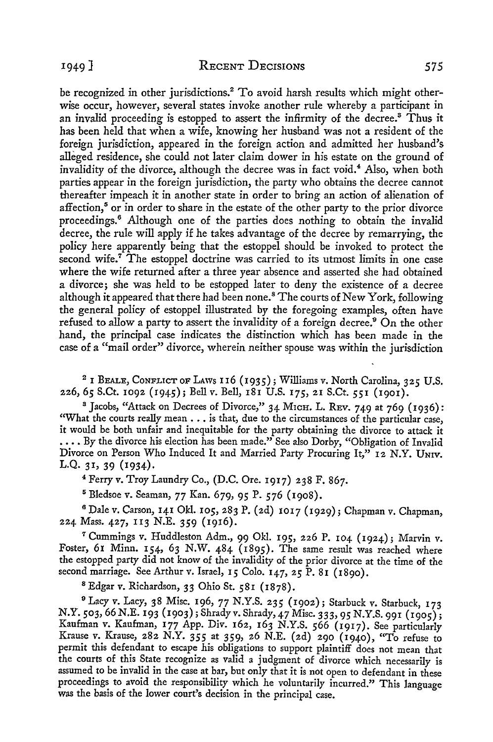be recognized in other jurisdictions.[2] To avoid harsh results which might otherwise occur, however, several states invoke another rule whereby a participant in an invalid proceeding is estopped to assert the infirmity of the decree.[3] Thus it has been held that when a wife, knowing her husband was not a resident of the foreign jurisdiction, appeared in the foreign action and admitted her husband's alleged residence, she could not later claim dower in his estate on the ground of invalidity of the divorce, although the decree was in fact void.[4] Also, when both parties appear in the foreign jurisdiction, the party who obtains the decree cannot thereafter impeach it in another state in order to bring an action of alienation of affection,[5] or in order to share in the estate of the other party to the prior divorce proceedings.[6] Although one of the parties does nothing to obtain the invalid decree, the rule will apply if he takes advantage of the decree by remarrying, the policy here apparently being that the estoppel should be invoked to protect the second wife.[7] The estoppel doctrine was carried to its utmost limits in one case where the wife returned after a three year absence and asserted she had obtained a divorce; she was held to be estopped later to deny the existence of a decree although it appeared that there had been none.[8] The courts of New York, following the general policy of estoppel illustrated by the foregoing examples, often have refused to allow a party to assert the invalidity of a foreign decree.[9] On the other hand, the principal case indicates the distinction which has been made in the case of a "mail order" divorce, wherein neither spouse was within the jurisdiction

[2] 1 BEALE, CONFLICT OF LAWS 116 (1935); Williams v. North Carolina, 325 U.S. 226, 65 S.Ct. 1092 (1945); Bell v. Bell, 181 U.S. 175, 21 S.Ct. 551 (1901).

[3] Jacobs, "Attack on Decrees of Divorce," 34 MICH. L. REV. 749 at 769 (1936): "What the courts really mean . . . is that, due to the circumstances of the particular case, it would be both unfair and inequitable for the party obtaining the divorce to attack it . . . . By the divorce his election has been made." See also Dorby, "Obligation of Invalid Divorce on Person Who Induced It and Married Party Procuring It," 12 N.Y. UNIV. L.Q. 31, 39 (1934).

[4] Ferry v. Troy Laundry Co., (D.C. Ore. 1917) 238 F. 867.

[5] Bledsoe v. Seaman, 77 Kan. 679, 95 P. 576 (1908).

[6] Dale v. Carson, 141 Okl. 105, 283 P. (2d) 1017 (1929); Chapman v. Chapman, 224 Mass. 427, 113 N.E. 359 (1916).

[7] Cummings v. Huddleston Adm., 99 Okl. 195, 226 P. 104 (1924); Marvin v. Foster, 61 Minn. 154, 63 N.W. 484 (1895). The same result was reached where the estopped party did not know of the invalidity of the prior divorce at the time of the second marriage. See Arthur v. Israel, 15 Colo. 147, 25 P. 81 (1890).

[8] Edgar v. Richardson, 33 Ohio St. 581 (1878).

[9] Lacy v. Lacy, 38 Misc. 196, 77 N.Y.S. 235 (1902); Starbuck v. Starbuck, 173 N.Y. 503, 66 N.E. 193 (1903); Shrady v. Shrady, 47 Misc. 333, 95 N.Y.S. 991 (1905); Kaufman v. Kaufman, 177 App. Div. 162, 163 N.Y.S. 566 (1917). See particularly Krause v. Krause, 282 N.Y. 355 at 359, 26 N.E. (2d) 290 (1940), "To refuse to permit this defendant to escape his obligations to support plaintiff does not mean that the courts of this State recognize as valid a judgment of divorce which necessarily is assumed to be invalid in the case at bar, but only that it is not open to defendant in these proceedings to avoid the responsibility which he voluntarily incurred." This language was the basis of the lower court's decision in the principal case.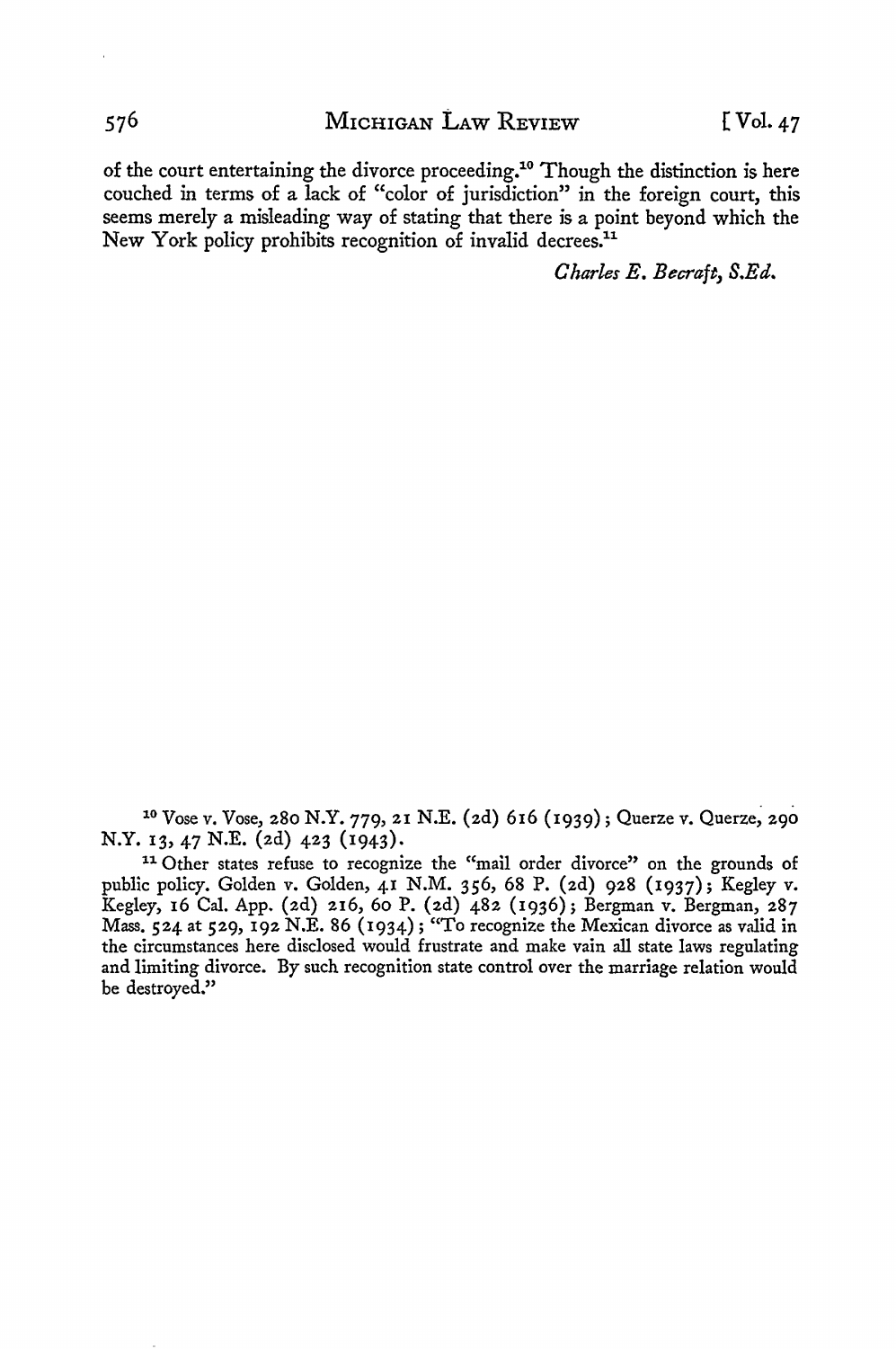of the court entertaining the divorce proceeding.[10] Though the distinction is here couched in terms of a lack of "color of jurisdiction" in the foreign court, this seems merely a misleading way of stating that there is a point beyond which the New York policy prohibits recognition of invalid decrees.[11]

*Charles E. Becraft, S.Ed.*

[10] Vose v. Vose, 280 N.Y. 779, 21 N.E. (2d) 616 (1939); Querze v. Querze, 290 N.Y. 13, 47 N.E. (2d) 423 (1943).

[11] Other states refuse to recognize the "mail order divorce" on the grounds of public policy. Golden v. Golden, 41 N.M. 356, 68 P. (2d) 928 (1937); Kegley v. Kegley, 16 Cal. App. (2d) 216, 60 P. (2d) 482 (1936); Bergman v. Bergman, 287 Mass. 524 at 529, 192 N.E. 86 (1934); "To recognize the Mexican divorce as valid in the circumstances here disclosed would frustrate and make vain all state laws regulating and limiting divorce. By such recognition state control over the marriage relation would be destroyed."